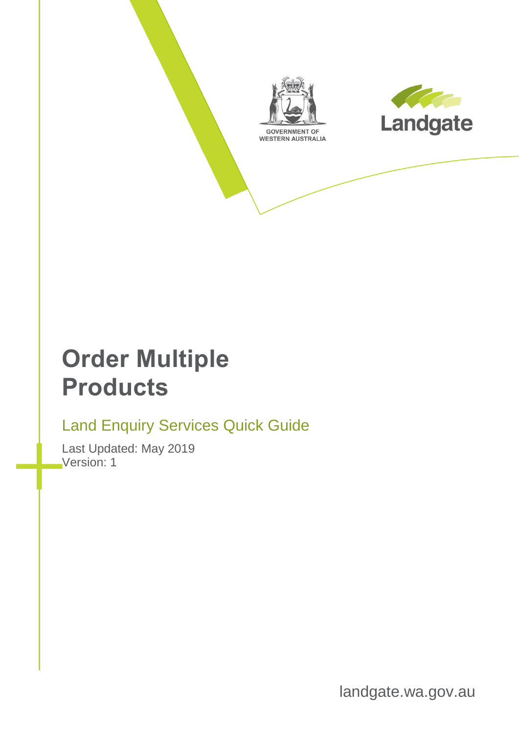GOVERNMENT OF WESTERN AUSTRALIA

Landgate

# Order Multiple Products

## Land Enquiry Services Quick Guide

Last Updated: May 2019
Version: 1

landgate.wa.gov.au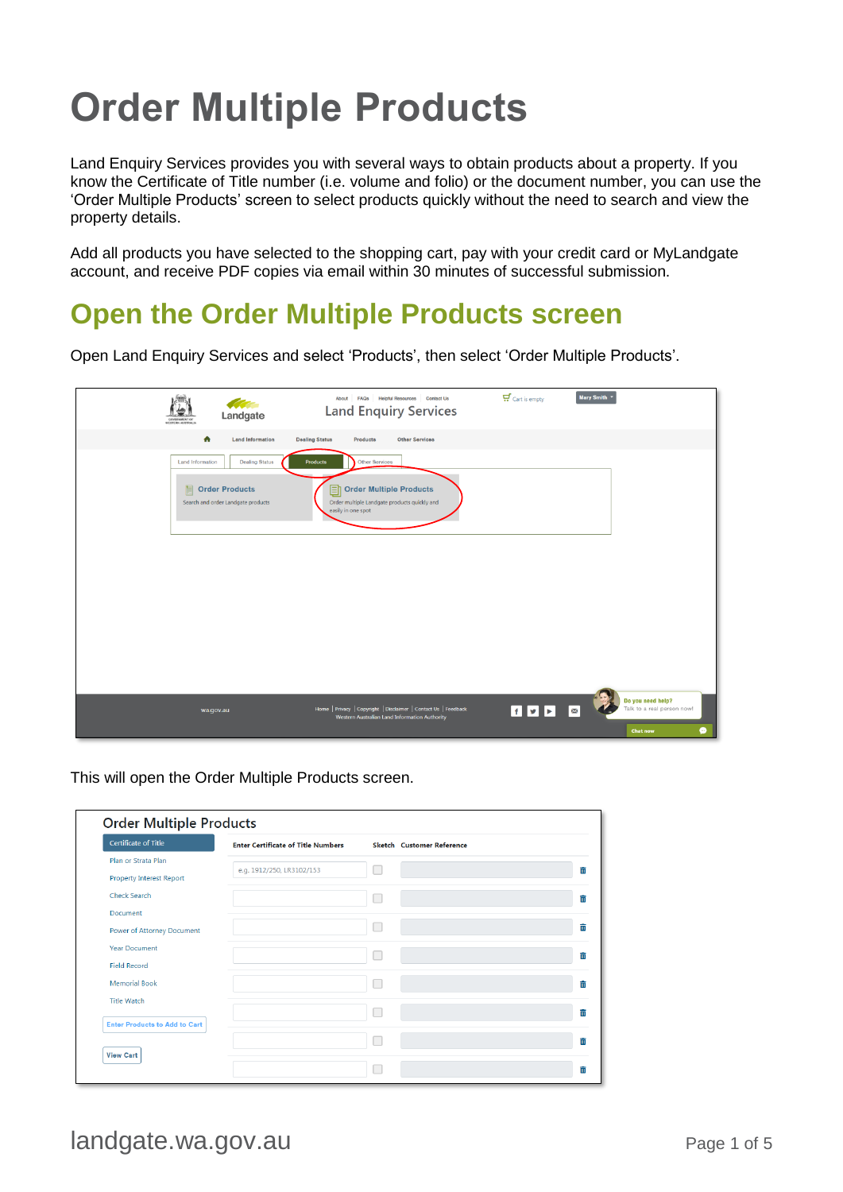# Order Multiple Products

Land Enquiry Services provides you with several ways to obtain products about a property. If you know the Certificate of Title number (i.e. volume and folio) or the document number, you can use the 'Order Multiple Products' screen to select products quickly without the need to search and view the property details.

Add all products you have selected to the shopping cart, pay with your credit card or MyLandgate account, and receive PDF copies via email within 30 minutes of successful submission.

## Open the Order Multiple Products screen

Open Land Enquiry Services and select 'Products', then select 'Order Multiple Products'.

This will open the Order Multiple Products screen.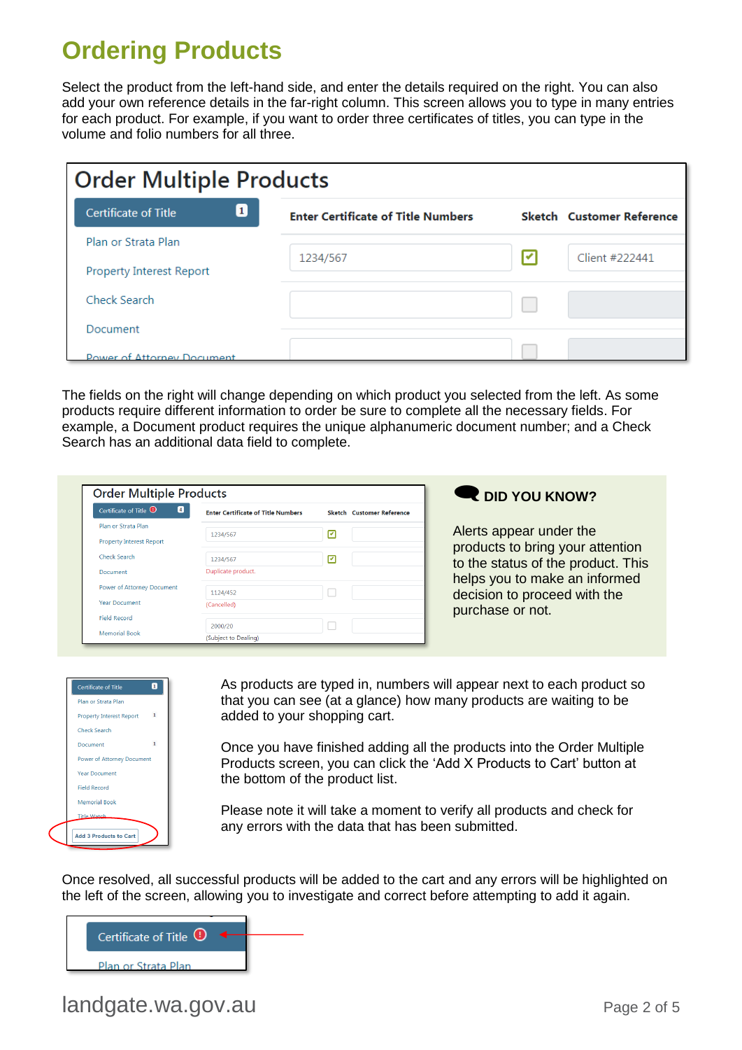# Ordering Products

Select the product from the left-hand side, and enter the details required on the right. You can also add your own reference details in the far-right column. This screen allows you to type in many entries for each product. For example, if you want to order three certificates of titles, you can type in the volume and folio numbers for all three.

The fields on the right will change depending on which product you selected from the left. As some products require different information to order be sure to complete all the necessary fields. For example, a Document product requires the unique alphanumeric document number; and a Check Search has an additional data field to complete.

**DID YOU KNOW?**

Alerts appear under the products to bring your attention to the status of the product. This helps you to make an informed decision to proceed with the purchase or not.

As products are typed in, numbers will appear next to each product so that you can see (at a glance) how many products are waiting to be added to your shopping cart.

Once you have finished adding all the products into the Order Multiple Products screen, you can click the 'Add X Products to Cart' button at the bottom of the product list.

Please note it will take a moment to verify all products and check for any errors with the data that has been submitted.

Once resolved, all successful products will be added to the cart and any errors will be highlighted on the left of the screen, allowing you to investigate and correct before attempting to add it again.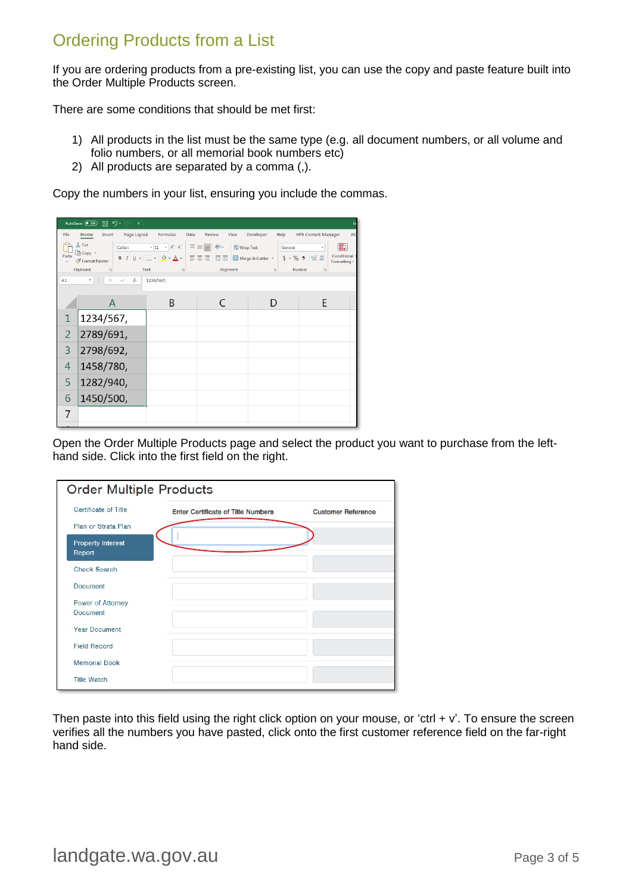## Ordering Products from a List

If you are ordering products from a pre-existing list, you can use the copy and paste feature built into the Order Multiple Products screen.

There are some conditions that should be met first:

1) All products in the list must be the same type (e.g. all document numbers, or all volume and folio numbers, or all memorial book numbers etc)
2) All products are separated by a comma (,).

Copy the numbers in your list, ensuring you include the commas.

Open the Order Multiple Products page and select the product you want to purchase from the left-hand side. Click into the first field on the right.

Then paste into this field using the right click option on your mouse, or 'ctrl + v'. To ensure the screen verifies all the numbers you have pasted, click onto the first customer reference field on the far-right hand side.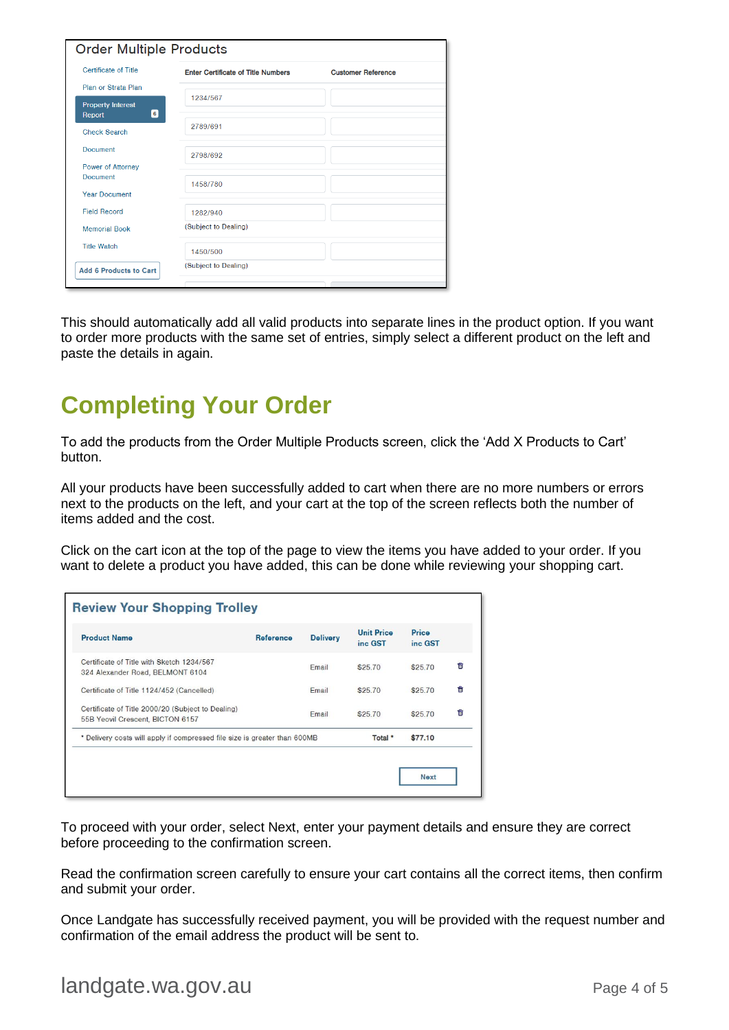## Order Multiple Products

| | Enter Certificate of Title Numbers | Customer Reference |
|---|---|---|
| Certificate of Title | | |
| Plan or Strata Plan | 1234/567 | |
| Property Interest Report 6 | | |
| Check Search | 2789/691 | |
| Document | 2798/692 | |
| Power of Attorney Document | 1458/780 | |
| Year Document | | |
| Field Record | 1282/940 (Subject to Dealing) | |
| Memorial Book | | |
| Title Watch | 1450/500 (Subject to Dealing) | |
| Add 6 Products to Cart | | |

This should automatically add all valid products into separate lines in the product option. If you want to order more products with the same set of entries, simply select a different product on the left and paste the details in again.

# Completing Your Order

To add the products from the Order Multiple Products screen, click the 'Add X Products to Cart' button.

All your products have been successfully added to cart when there are no more numbers or errors next to the products on the left, and your cart at the top of the screen reflects both the number of items added and the cost.

Click on the cart icon at the top of the page to view the items you have added to your order. If you want to delete a product you have added, this can be done while reviewing your shopping cart.

## Review Your Shopping Trolley

| Product Name | Reference | Delivery | Unit Price inc GST | Price inc GST |
|---|---|---|---|---|
| Certificate of Title with Sketch 1234/567 324 Alexander Road, BELMONT 6104 | | Email | $25.70 | $25.70 |
| Certificate of Title 1124/452 (Cancelled) | | Email | $25.70 | $25.70 |
| Certificate of Title 2000/20 (Subject to Dealing) 55B Yeovil Crescent, BICTON 6157 | | Email | $25.70 | $25.70 |
| * Delivery costs will apply if compressed file size is greater than 600MB | | | Total * | $77.10 |

Next

To proceed with your order, select Next, enter your payment details and ensure they are correct before proceeding to the confirmation screen.

Read the confirmation screen carefully to ensure your cart contains all the correct items, then confirm and submit your order.

Once Landgate has successfully received payment, you will be provided with the request number and confirmation of the email address the product will be sent to.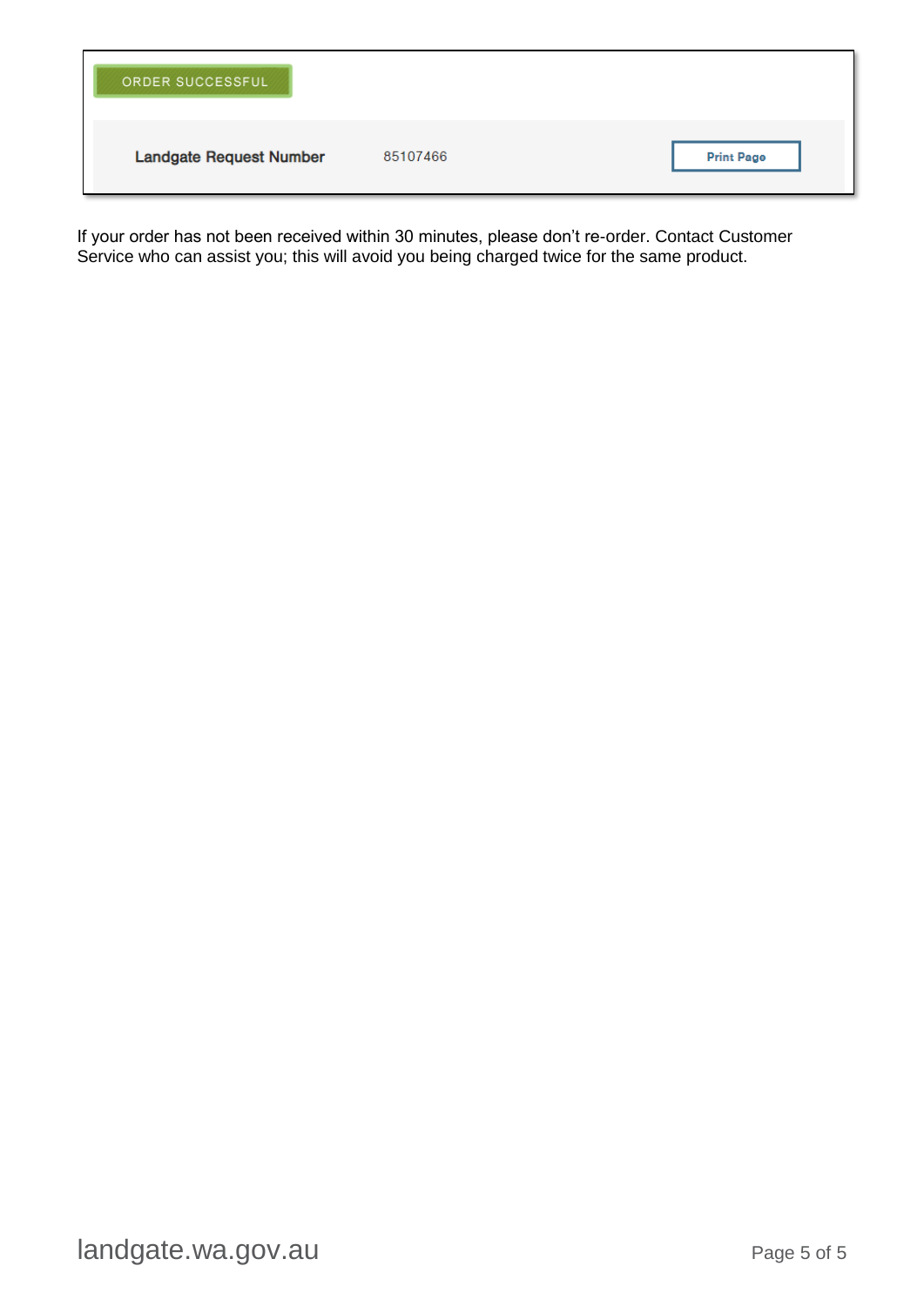ORDER SUCCESSFUL

| | | |
|---|---|---|
| **Landgate Request Number** | 85107466 | Print Page |

If your order has not been received within 30 minutes, please don't re-order. Contact Customer Service who can assist you; this will avoid you being charged twice for the same product.